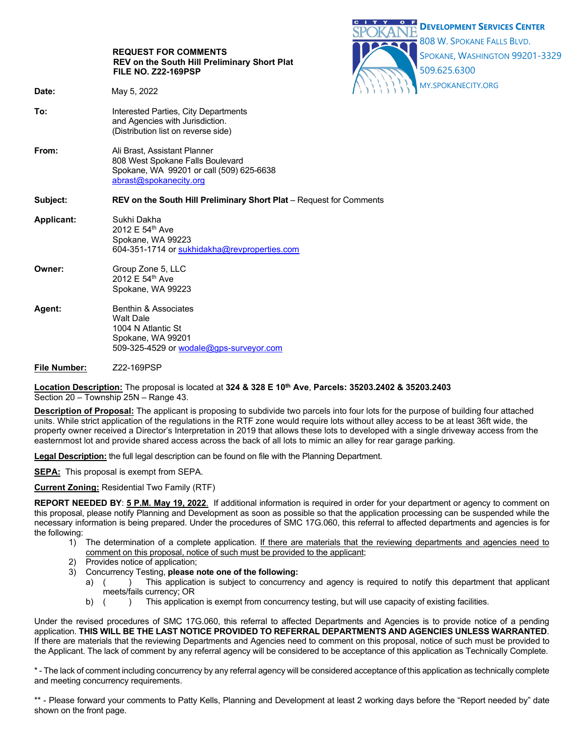**DEVELOPMENT SERVICES CENTER**
808 W. SPOKANE FALLS BLVD.
SPOKANE, WASHINGTON 99201-3329
509.625.6300
MY.SPOKANECITY.ORG

**REQUEST FOR COMMENTS**
**REV on the South Hill Preliminary Short Plat**
**FILE NO. Z22-169PSP**

**Date:** May 5, 2022

**To:** Interested Parties, City Departments and Agencies with Jurisdiction.
(Distribution list on reverse side)

**From:** Ali Brast, Assistant Planner
808 West Spokane Falls Boulevard
Spokane, WA 99201 or call (509) 625-6638
abrast@spokanecity.org

**Subject:** **REV on the South Hill Preliminary Short Plat** – Request for Comments

**Applicant:** Sukhi Dakha
2012 E 54th Ave
Spokane, WA 99223
604-351-1714 or sukhidakha@revproperties.com

**Owner:** Group Zone 5, LLC
2012 E 54th Ave
Spokane, WA 99223

**Agent:** Benthin & Associates
Walt Dale
1004 N Atlantic St
Spokane, WA 99201
509-325-4529 or wodale@gps-surveyor.com

**File Number:** Z22-169PSP

**Location Description:** The proposal is located at **324 & 328 E 10th Ave**, **Parcels: 35203.2402 & 35203.2403**
Section 20 – Township 25N – Range 43.

**Description of Proposal:** The applicant is proposing to subdivide two parcels into four lots for the purpose of building four attached units. While strict application of the regulations in the RTF zone would require lots without alley access to be at least 36ft wide, the property owner received a Director's Interpretation in 2019 that allows these lots to developed with a single driveway access from the easternmost lot and provide shared access across the back of all lots to mimic an alley for rear garage parking.

**Legal Description:** the full legal description can be found on file with the Planning Department.

**SEPA:** This proposal is exempt from SEPA.

**Current Zoning:** Residential Two Family (RTF)

**REPORT NEEDED BY**: **5 P.M. May 19, 2022**. If additional information is required in order for your department or agency to comment on this proposal, please notify Planning and Development as soon as possible so that the application processing can be suspended while the necessary information is being prepared. Under the procedures of SMC 17G.060, this referral to affected departments and agencies is for the following:

1) The determination of a complete application. If there are materials that the reviewing departments and agencies need to comment on this proposal, notice of such must be provided to the applicant;
2) Provides notice of application;
3) Concurrency Testing, **please note one of the following:**
   a) (    ) This application is subject to concurrency and agency is required to notify this department that applicant meets/fails currency; OR
   b) (    ) This application is exempt from concurrency testing, but will use capacity of existing facilities.

Under the revised procedures of SMC 17G.060, this referral to affected Departments and Agencies is to provide notice of a pending application. **THIS WILL BE THE LAST NOTICE PROVIDED TO REFERRAL DEPARTMENTS AND AGENCIES UNLESS WARRANTED**. If there are materials that the reviewing Departments and Agencies need to comment on this proposal, notice of such must be provided to the Applicant. The lack of comment by any referral agency will be considered to be acceptance of this application as Technically Complete.

* - The lack of comment including concurrency by any referral agency will be considered acceptance of this application as technically complete and meeting concurrency requirements.

** - Please forward your comments to Patty Kells, Planning and Development at least 2 working days before the "Report needed by" date shown on the front page.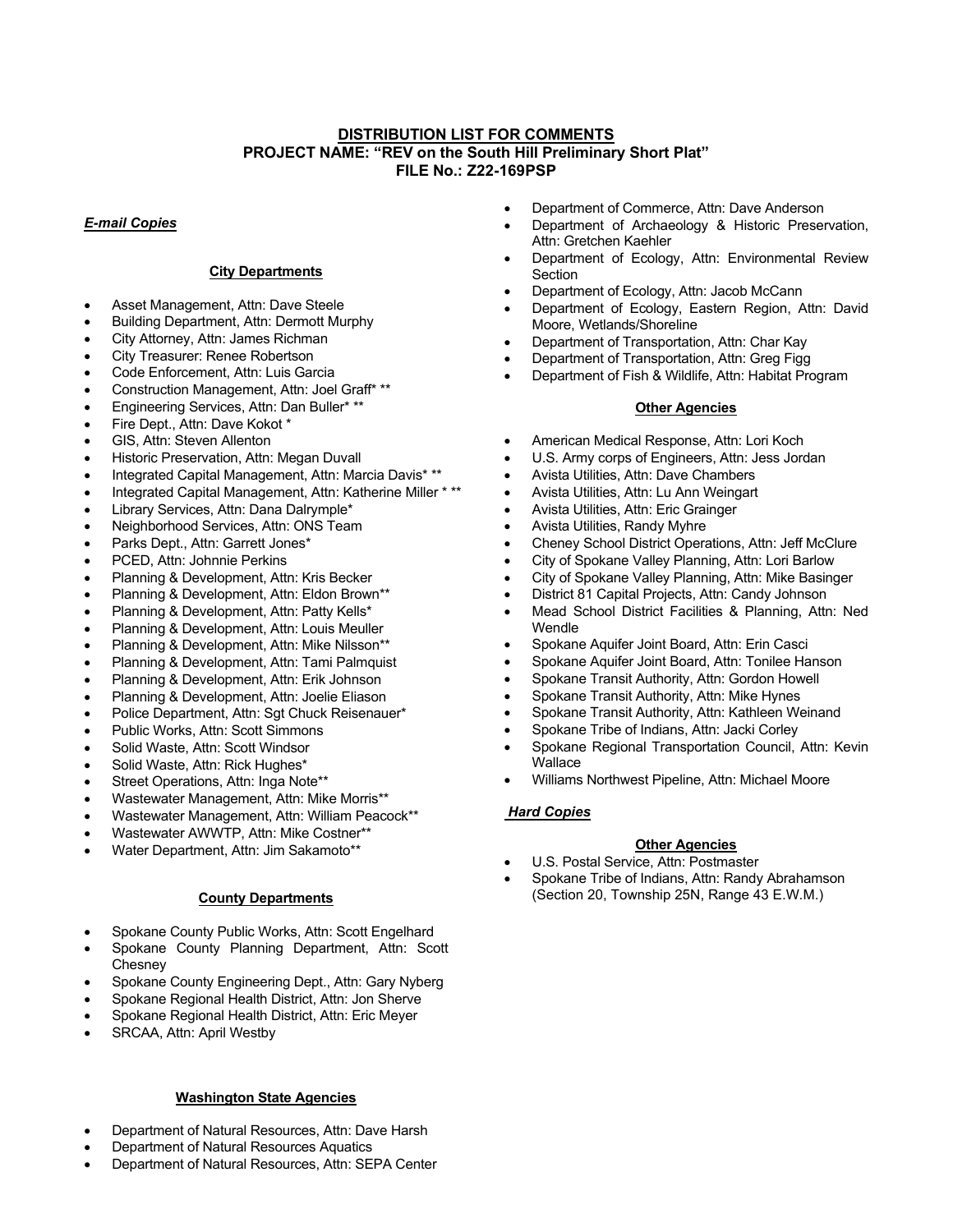**DISTRIBUTION LIST FOR COMMENTS**
**PROJECT NAME: "REV on the South Hill Preliminary Short Plat"**
**FILE No.: Z22-169PSP**

***E-mail Copies***

**City Departments**

- Asset Management, Attn: Dave Steele
- Building Department, Attn: Dermott Murphy
- City Attorney, Attn: James Richman
- City Treasurer: Renee Robertson
- Code Enforcement, Attn: Luis Garcia
- Construction Management, Attn: Joel Graff* **
- Engineering Services, Attn: Dan Buller* **
- Fire Dept., Attn: Dave Kokot *
- GIS, Attn: Steven Allenton
- Historic Preservation, Attn: Megan Duvall
- Integrated Capital Management, Attn: Marcia Davis* **
- Integrated Capital Management, Attn: Katherine Miller * **
- Library Services, Attn: Dana Dalrymple*
- Neighborhood Services, Attn: ONS Team
- Parks Dept., Attn: Garrett Jones*
- PCED, Attn: Johnnie Perkins
- Planning & Development, Attn: Kris Becker
- Planning & Development, Attn: Eldon Brown**
- Planning & Development, Attn: Patty Kells*
- Planning & Development, Attn: Louis Meuller
- Planning & Development, Attn: Mike Nilsson**
- Planning & Development, Attn: Tami Palmquist
- Planning & Development, Attn: Erik Johnson
- Planning & Development, Attn: Joelie Eliason
- Police Department, Attn: Sgt Chuck Reisenauer*
- Public Works, Attn: Scott Simmons
- Solid Waste, Attn: Scott Windsor
- Solid Waste, Attn: Rick Hughes*
- Street Operations, Attn: Inga Note**
- Wastewater Management, Attn: Mike Morris**
- Wastewater Management, Attn: William Peacock**
- Wastewater AWWTP, Attn: Mike Costner**
- Water Department, Attn: Jim Sakamoto**

**County Departments**

- Spokane County Public Works, Attn: Scott Engelhard
- Spokane County Planning Department, Attn: Scott Chesney
- Spokane County Engineering Dept., Attn: Gary Nyberg
- Spokane Regional Health District, Attn: Jon Sherve
- Spokane Regional Health District, Attn: Eric Meyer
- SRCAA, Attn: April Westby

**Washington State Agencies**

- Department of Natural Resources, Attn: Dave Harsh
- Department of Natural Resources Aquatics
- Department of Natural Resources, Attn: SEPA Center
- Department of Commerce, Attn: Dave Anderson
- Department of Archaeology & Historic Preservation, Attn: Gretchen Kaehler
- Department of Ecology, Attn: Environmental Review Section
- Department of Ecology, Attn: Jacob McCann
- Department of Ecology, Eastern Region, Attn: David Moore, Wetlands/Shoreline
- Department of Transportation, Attn: Char Kay
- Department of Transportation, Attn: Greg Figg
- Department of Fish & Wildlife, Attn: Habitat Program

**Other Agencies**

- American Medical Response, Attn: Lori Koch
- U.S. Army corps of Engineers, Attn: Jess Jordan
- Avista Utilities, Attn: Dave Chambers
- Avista Utilities, Attn: Lu Ann Weingart
- Avista Utilities, Attn: Eric Grainger
- Avista Utilities, Randy Myhre
- Cheney School District Operations, Attn: Jeff McClure
- City of Spokane Valley Planning, Attn: Lori Barlow
- City of Spokane Valley Planning, Attn: Mike Basinger
- District 81 Capital Projects, Attn: Candy Johnson
- Mead School District Facilities & Planning, Attn: Ned Wendle
- Spokane Aquifer Joint Board, Attn: Erin Casci
- Spokane Aquifer Joint Board, Attn: Tonilee Hanson
- Spokane Transit Authority, Attn: Gordon Howell
- Spokane Transit Authority, Attn: Mike Hynes
- Spokane Transit Authority, Attn: Kathleen Weinand
- Spokane Tribe of Indians, Attn: Jacki Corley
- Spokane Regional Transportation Council, Attn: Kevin Wallace
- Williams Northwest Pipeline, Attn: Michael Moore

***Hard Copies***

**Other Agencies**

- U.S. Postal Service, Attn: Postmaster
- Spokane Tribe of Indians, Attn: Randy Abrahamson (Section 20, Township 25N, Range 43 E.W.M.)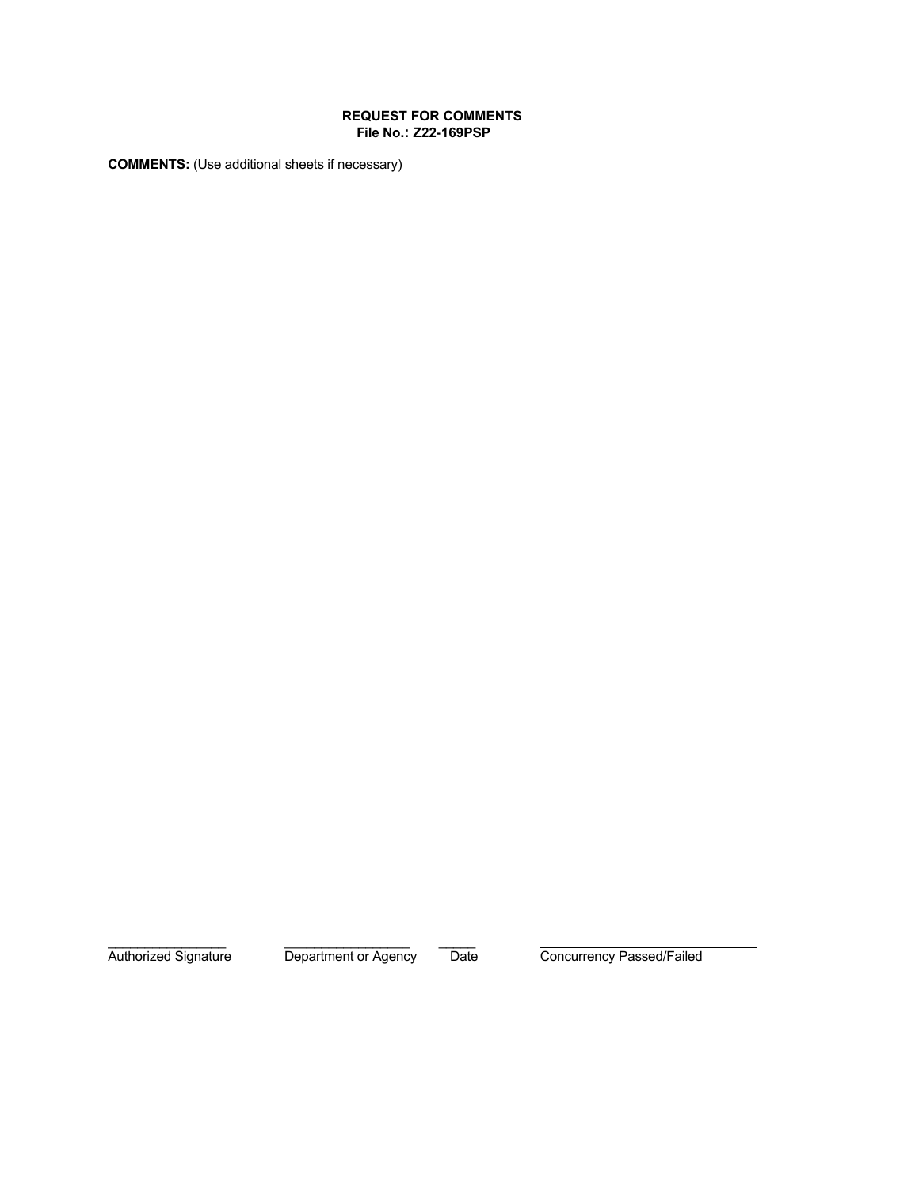**REQUEST FOR COMMENTS**
**File No.: Z22-169PSP**

**COMMENTS:** (Use additional sheets if necessary)

_________________ Authorized Signature

__________________ Department or Agency

_____ Date

________________________________ Concurrency Passed/Failed